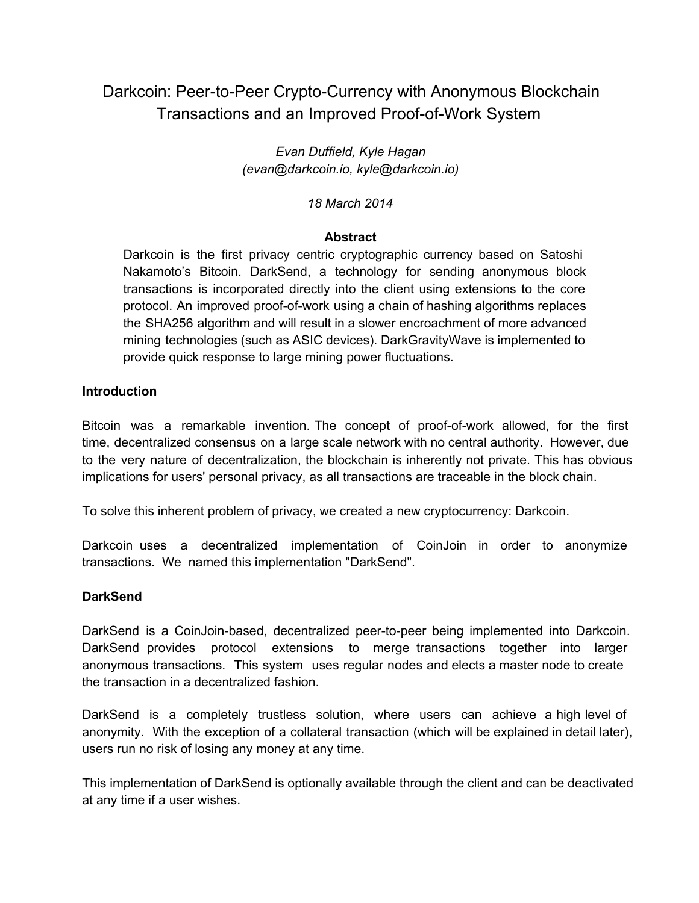# Darkcoin: Peer-to-Peer Crypto-Currency with Anonymous Blockchain Transactions and an Improved Proof-of-Work System

*Evan Duffield, Kyle Hagan*
*(evan@darkcoin.io, kyle@darkcoin.io)*

*18 March 2014*

**Abstract**

Darkcoin is the first privacy centric cryptographic currency based on Satoshi Nakamoto's Bitcoin. DarkSend, a technology for sending anonymous block transactions is incorporated directly into the client using extensions to the core protocol. An improved proof-of-work using a chain of hashing algorithms replaces the SHA256 algorithm and will result in a slower encroachment of more advanced mining technologies (such as ASIC devices). DarkGravityWave is implemented to provide quick response to large mining power fluctuations.

## Introduction

Bitcoin was a remarkable invention. The concept of proof-of-work allowed, for the first time, decentralized consensus on a large scale network with no central authority. However, due to the very nature of decentralization, the blockchain is inherently not private. This has obvious implications for users' personal privacy, as all transactions are traceable in the block chain.

To solve this inherent problem of privacy, we created a new cryptocurrency: Darkcoin.

Darkcoin uses a decentralized implementation of CoinJoin in order to anonymize transactions. We named this implementation "DarkSend".

## DarkSend

DarkSend is a CoinJoin-based, decentralized peer-to-peer being implemented into Darkcoin. DarkSend provides protocol extensions to merge transactions together into larger anonymous transactions. This system uses regular nodes and elects a master node to create the transaction in a decentralized fashion.

DarkSend is a completely trustless solution, where users can achieve a high level of anonymity. With the exception of a collateral transaction (which will be explained in detail later), users run no risk of losing any money at any time.

This implementation of DarkSend is optionally available through the client and can be deactivated at any time if a user wishes.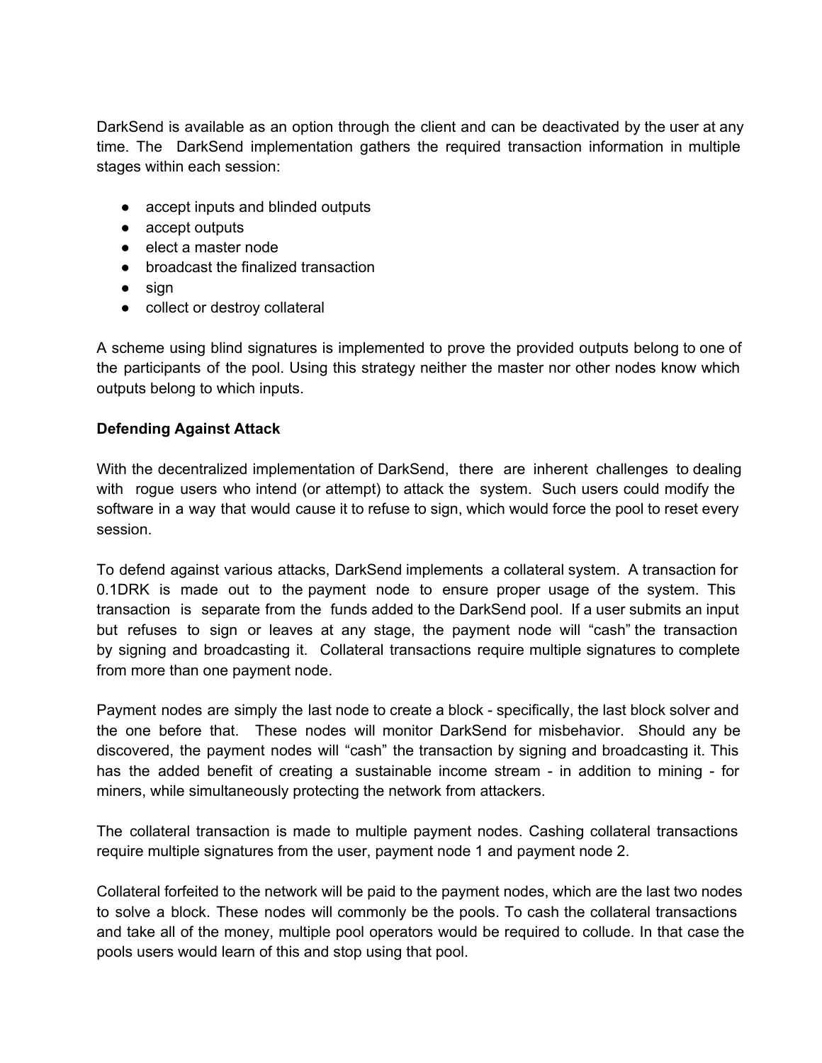DarkSend is available as an option through the client and can be deactivated by the user at any time. The DarkSend implementation gathers the required transaction information in multiple stages within each session:

- accept inputs and blinded outputs
- accept outputs
- elect a master node
- broadcast the finalized transaction
- sign
- collect or destroy collateral

A scheme using blind signatures is implemented to prove the provided outputs belong to one of the participants of the pool. Using this strategy neither the master nor other nodes know which outputs belong to which inputs.

**Defending Against Attack**

With the decentralized implementation of DarkSend, there are inherent challenges to dealing with rogue users who intend (or attempt) to attack the system. Such users could modify the software in a way that would cause it to refuse to sign, which would force the pool to reset every session.

To defend against various attacks, DarkSend implements a collateral system. A transaction for 0.1DRK is made out to the payment node to ensure proper usage of the system. This transaction is separate from the funds added to the DarkSend pool. If a user submits an input but refuses to sign or leaves at any stage, the payment node will "cash" the transaction by signing and broadcasting it. Collateral transactions require multiple signatures to complete from more than one payment node.

Payment nodes are simply the last node to create a block - specifically, the last block solver and the one before that. These nodes will monitor DarkSend for misbehavior. Should any be discovered, the payment nodes will "cash" the transaction by signing and broadcasting it. This has the added benefit of creating a sustainable income stream - in addition to mining - for miners, while simultaneously protecting the network from attackers.

The collateral transaction is made to multiple payment nodes. Cashing collateral transactions require multiple signatures from the user, payment node 1 and payment node 2.

Collateral forfeited to the network will be paid to the payment nodes, which are the last two nodes to solve a block. These nodes will commonly be the pools. To cash the collateral transactions and take all of the money, multiple pool operators would be required to collude. In that case the pools users would learn of this and stop using that pool.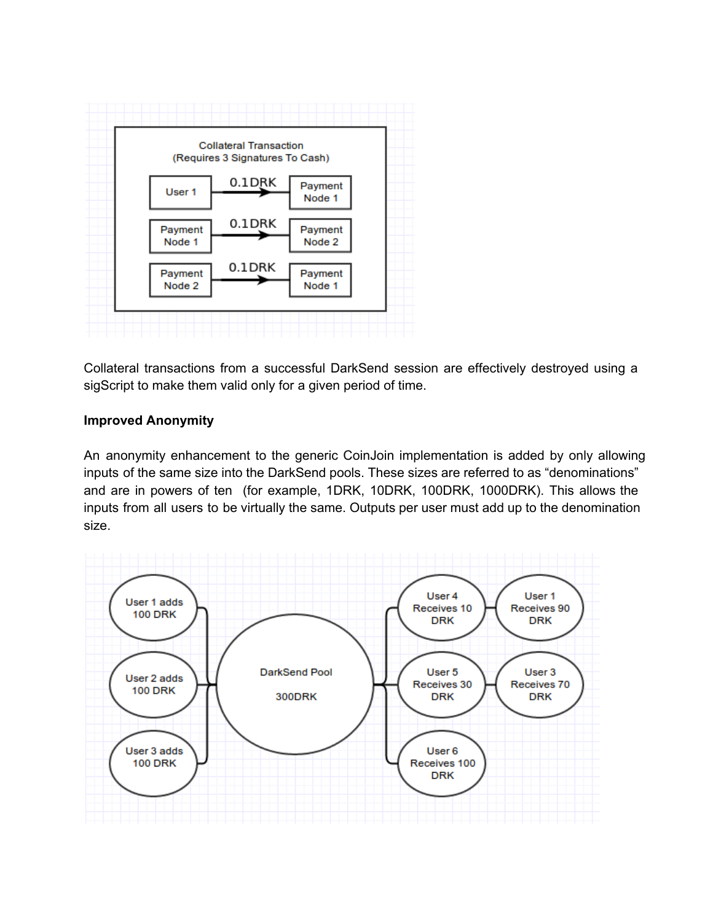Collateral transactions from a successful DarkSend session are effectively destroyed using a sigScript to make them valid only for a given period of time.

**Improved Anonymity**

An anonymity enhancement to the generic CoinJoin implementation is added by only allowing inputs of the same size into the DarkSend pools. These sizes are referred to as "denominations" and are in powers of ten (for example, 1DRK, 10DRK, 100DRK, 1000DRK). This allows the inputs from all users to be virtually the same. Outputs per user must add up to the denomination size.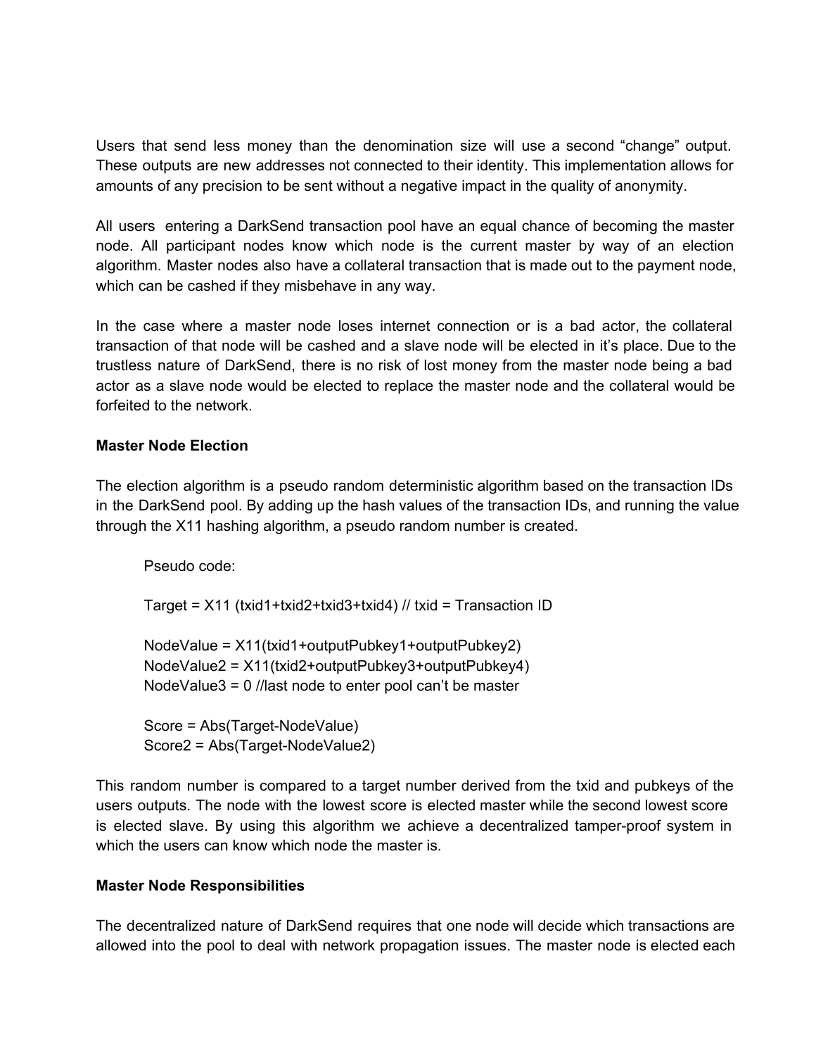Users that send less money than the denomination size will use a second “change” output. These outputs are new addresses not connected to their identity. This implementation allows for amounts of any precision to be sent without a negative impact in the quality of anonymity.

All users entering a DarkSend transaction pool have an equal chance of becoming the master node. All participant nodes know which node is the current master by way of an election algorithm. Master nodes also have a collateral transaction that is made out to the payment node, which can be cashed if they misbehave in any way.

In the case where a master node loses internet connection or is a bad actor, the collateral transaction of that node will be cashed and a slave node will be elected in it’s place. Due to the trustless nature of DarkSend, there is no risk of lost money from the master node being a bad actor as a slave node would be elected to replace the master node and the collateral would be forfeited to the network.

**Master Node Election**

The election algorithm is a pseudo random deterministic algorithm based on the transaction IDs in the DarkSend pool. By adding up the hash values of the transaction IDs, and running the value through the X11 hashing algorithm, a pseudo random number is created.

```
Pseudo code:

Target = X11 (txid1+txid2+txid3+txid4) // txid = Transaction ID

NodeValue = X11(txid1+outputPubkey1+outputPubkey2)
NodeValue2 = X11(txid2+outputPubkey3+outputPubkey4)
NodeValue3 = 0 //last node to enter pool can’t be master

Score = Abs(Target-NodeValue)
Score2 = Abs(Target-NodeValue2)
```

This random number is compared to a target number derived from the txid and pubkeys of the users outputs. The node with the lowest score is elected master while the second lowest score is elected slave. By using this algorithm we achieve a decentralized tamper-proof system in which the users can know which node the master is.

**Master Node Responsibilities**

The decentralized nature of DarkSend requires that one node will decide which transactions are allowed into the pool to deal with network propagation issues. The master node is elected each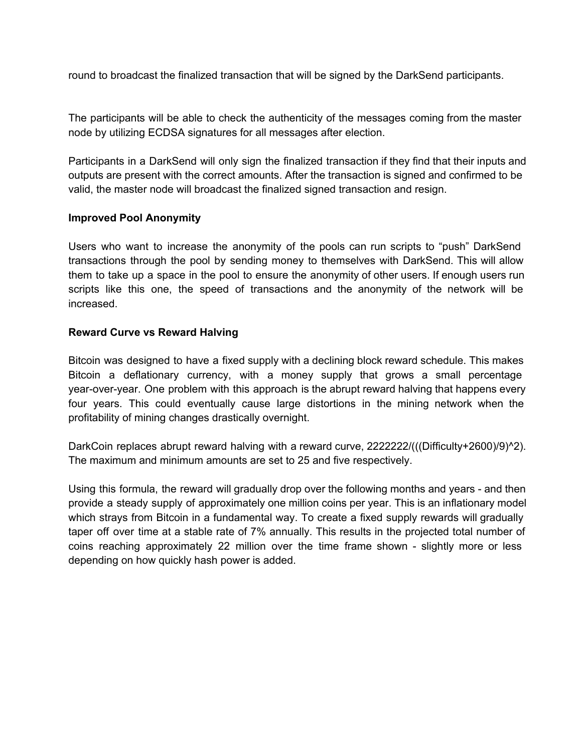round to broadcast the finalized transaction that will be signed by the DarkSend participants.

The participants will be able to check the authenticity of the messages coming from the master node by utilizing ECDSA signatures for all messages after election.

Participants in a DarkSend will only sign the finalized transaction if they find that their inputs and outputs are present with the correct amounts. After the transaction is signed and confirmed to be valid, the master node will broadcast the finalized signed transaction and resign.

**Improved Pool Anonymity**

Users who want to increase the anonymity of the pools can run scripts to "push" DarkSend transactions through the pool by sending money to themselves with DarkSend. This will allow them to take up a space in the pool to ensure the anonymity of other users. If enough users run scripts like this one, the speed of transactions and the anonymity of the network will be increased.

**Reward Curve vs Reward Halving**

Bitcoin was designed to have a fixed supply with a declining block reward schedule. This makes Bitcoin a deflationary currency, with a money supply that grows a small percentage year-over-year. One problem with this approach is the abrupt reward halving that happens every four years. This could eventually cause large distortions in the mining network when the profitability of mining changes drastically overnight.

DarkCoin replaces abrupt reward halving with a reward curve, 2222222/(((Difficulty+2600)/9)^2). The maximum and minimum amounts are set to 25 and five respectively.

Using this formula, the reward will gradually drop over the following months and years - and then provide a steady supply of approximately one million coins per year. This is an inflationary model which strays from Bitcoin in a fundamental way. To create a fixed supply rewards will gradually taper off over time at a stable rate of 7% annually. This results in the projected total number of coins reaching approximately 22 million over the time frame shown - slightly more or less depending on how quickly hash power is added.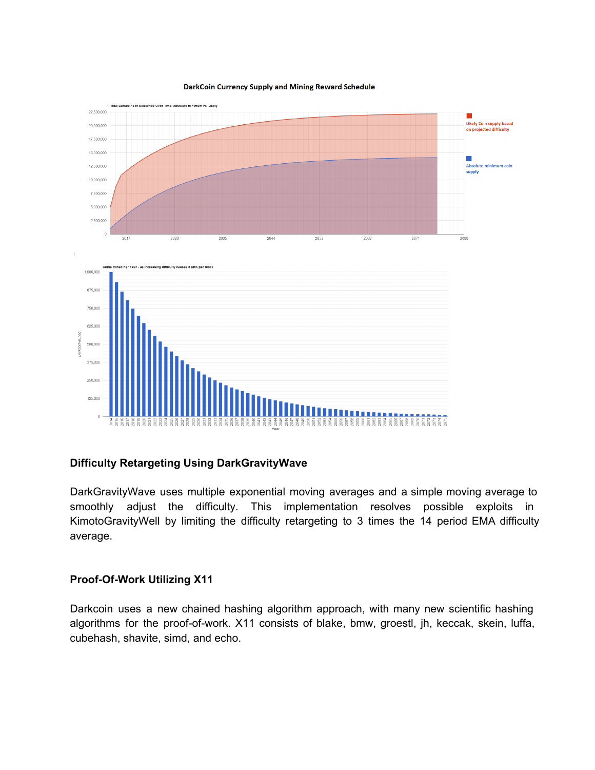DarkCoin Currency Supply and Mining Reward Schedule

## Difficulty Retargeting Using DarkGravityWave

DarkGravityWave uses multiple exponential moving averages and a simple moving average to smoothly adjust the difficulty. This implementation resolves possible exploits in KimotoGravityWell by limiting the difficulty retargeting to 3 times the 14 period EMA difficulty average.

## Proof-Of-Work Utilizing X11

Darkcoin uses a new chained hashing algorithm approach, with many new scientific hashing algorithms for the proof-of-work. X11 consists of blake, bmw, groestl, jh, keccak, skein, luffa, cubehash, shavite, simd, and echo.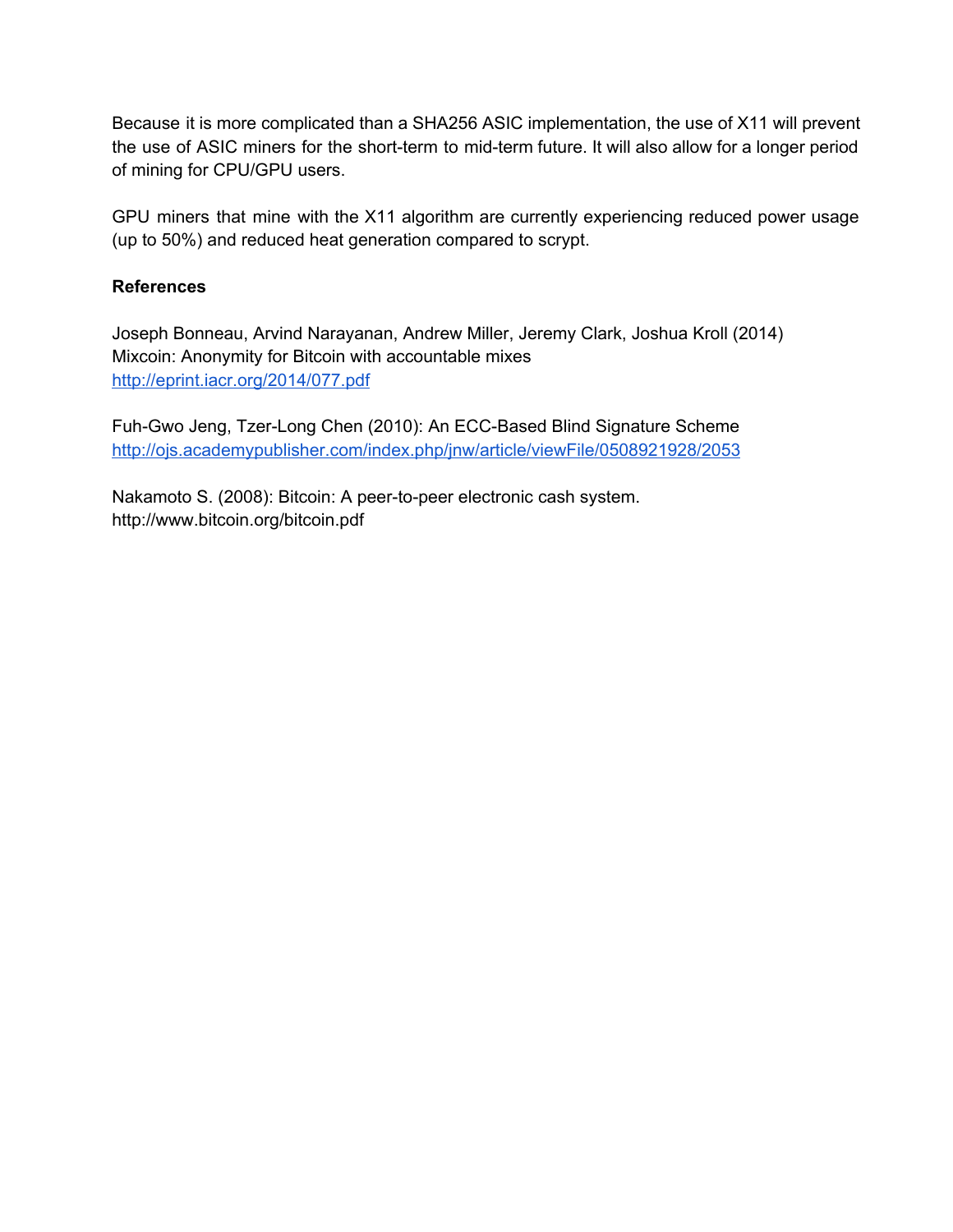Because it is more complicated than a SHA256 ASIC implementation, the use of X11 will prevent the use of ASIC miners for the short-term to mid-term future. It will also allow for a longer period of mining for CPU/GPU users.

GPU miners that mine with the X11 algorithm are currently experiencing reduced power usage (up to 50%) and reduced heat generation compared to scrypt.

**References**

Joseph Bonneau, Arvind Narayanan, Andrew Miller, Jeremy Clark, Joshua Kroll (2014)
Mixcoin: Anonymity for Bitcoin with accountable mixes
[http://eprint.iacr.org/2014/077.pdf](http://eprint.iacr.org/2014/077.pdf)

Fuh-Gwo Jeng, Tzer-Long Chen (2010): An ECC-Based Blind Signature Scheme
[http://ojs.academypublisher.com/index.php/jnw/article/viewFile/0508921928/2053](http://ojs.academypublisher.com/index.php/jnw/article/viewFile/0508921928/2053)

Nakamoto S. (2008): Bitcoin: A peer-to-peer electronic cash system.
http://www.bitcoin.org/bitcoin.pdf